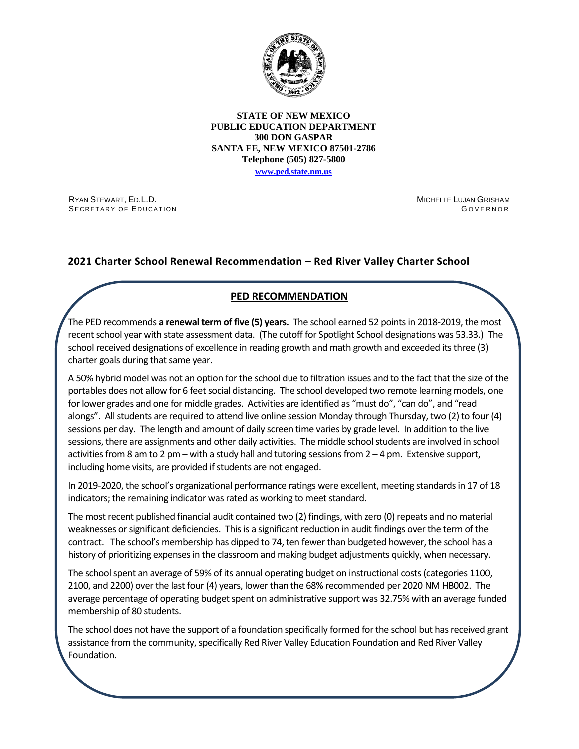**STATE OF NEW MEXICO**
**PUBLIC EDUCATION DEPARTMENT**
**300 DON GASPAR**
**SANTA FE, NEW MEXICO 87501-2786**
**Telephone (505) 827-5800**
**www.ped.state.nm.us**

RYAN STEWART, ED.L.D.
SECRETARY OF EDUCATION

MICHELLE LUJAN GRISHAM
GOVERNOR

## 2021 Charter School Renewal Recommendation – Red River Valley Charter School

### PED RECOMMENDATION

The PED recommends **a renewal term of five (5) years.** The school earned 52 points in 2018-2019, the most recent school year with state assessment data. (The cutoff for Spotlight School designations was 53.33.) The school received designations of excellence in reading growth and math growth and exceeded its three (3) charter goals during that same year.

A 50% hybrid model was not an option for the school due to filtration issues and to the fact that the size of the portables does not allow for 6 feet social distancing. The school developed two remote learning models, one for lower grades and one for middle grades. Activities are identified as "must do", "can do", and "read alongs". All students are required to attend live online session Monday through Thursday, two (2) to four (4) sessions per day. The length and amount of daily screen time varies by grade level. In addition to the live sessions, there are assignments and other daily activities. The middle school students are involved in school activities from 8 am to 2 pm – with a study hall and tutoring sessions from 2 – 4 pm. Extensive support, including home visits, are provided if students are not engaged.

In 2019-2020, the school's organizational performance ratings were excellent, meeting standards in 17 of 18 indicators; the remaining indicator was rated as working to meet standard.

The most recent published financial audit contained two (2) findings, with zero (0) repeats and no material weaknesses or significant deficiencies. This is a significant reduction in audit findings over the term of the contract. The school's membership has dipped to 74, ten fewer than budgeted however, the school has a history of prioritizing expenses in the classroom and making budget adjustments quickly, when necessary.

The school spent an average of 59% of its annual operating budget on instructional costs (categories 1100, 2100, and 2200) over the last four (4) years, lower than the 68% recommended per 2020 NM HB002. The average percentage of operating budget spent on administrative support was 32.75% with an average funded membership of 80 students.

The school does not have the support of a foundation specifically formed for the school but has received grant assistance from the community, specifically Red River Valley Education Foundation and Red River Valley Foundation.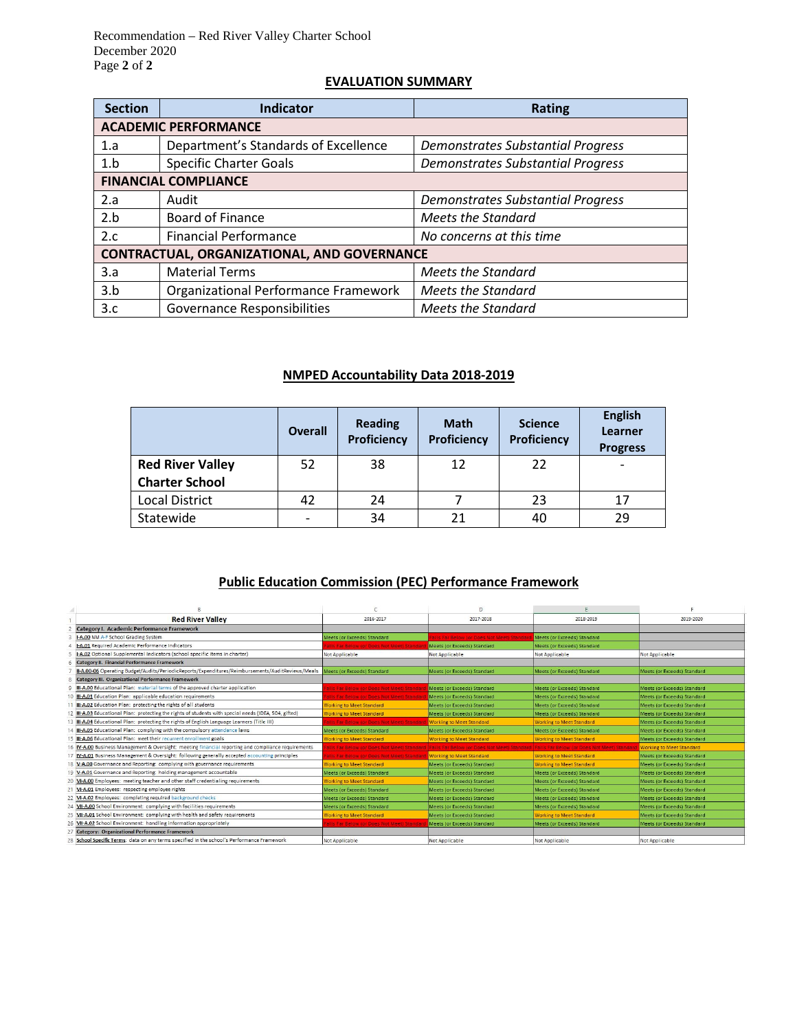## EVALUATION SUMMARY

| Section | Indicator | Rating |
|---|---|---|
| **ACADEMIC PERFORMANCE** | | |
| 1.a | Department's Standards of Excellence | *Demonstrates Substantial Progress* |
| 1.b | Specific Charter Goals | *Demonstrates Substantial Progress* |
| **FINANCIAL COMPLIANCE** | | |
| 2.a | Audit | *Demonstrates Substantial Progress* |
| 2.b | Board of Finance | *Meets the Standard* |
| 2.c | Financial Performance | *No concerns at this time* |
| **CONTRACTUAL, ORGANIZATIONAL, AND GOVERNANCE** | | |
| 3.a | Material Terms | *Meets the Standard* |
| 3.b | Organizational Performance Framework | *Meets the Standard* |
| 3.c | Governance Responsibilities | *Meets the Standard* |

## NMPED Accountability Data 2018-2019

| | Overall | Reading Proficiency | Math Proficiency | Science Proficiency | English Learner Progress |
|---|---|---|---|---|---|
| **Red River Valley Charter School** | 52 | 38 | 12 | 22 | - |
| Local District | 42 | 24 | 7 | 23 | 17 |
| Statewide | - | 34 | 21 | 40 | 29 |

## Public Education Commission (PEC) Performance Framework

| Red River Valley | 2016-2017 | 2017-2018 | 2018-2019 | 2019-2020 |
|---|---|---|---|---|
| **Category I. Academic Performance Framework** | | | | |
| I-A.00 NM A-F School Grading System | Meets (or Exceeds) Standard | Falls Far Below (or Does Not Meet) Standard | Meets (or Exceeds) Standard | |
| I-A.01 Required Academic Performance Indicators | Falls Far Below (or Does Not Meet) Standard | Meets (or Exceeds) Standard | Meets (or Exceeds) Standard | |
| I-A.02 Optional Supplemental Indicators (school specific items in charter) | Not Applicable | Not Applicable | Not Applicable | Not Applicable |
| **Category II. Financial Performance Framework** | | | | |
| II-A.00-06 Operating Budget/Audits/PeriodicReports/Expenditures/Reimbursements/AuditReviews/Meals | Meets (or Exceeds) Standard | Meets (or Exceeds) Standard | Meets (or Exceeds) Standard | Meets (or Exceeds) Standard |
| **Category III. Organizational Performance Framework** | | | | |
| III-A.00 Educational Plan: material terms of the approved charter application | Falls Far Below (or Does Not Meet) Standard | Meets (or Exceeds) Standard | Meets (or Exceeds) Standard | Meets (or Exceeds) Standard |
| III-A.01 Education Plan: applicable education requirements | Falls Far Below (or Does Not Meet) Standard | Meets (or Exceeds) Standard | Meets (or Exceeds) Standard | Meets (or Exceeds) Standard |
| III-A.02 Education Plan: protecting the rights of all students | Working to Meet Standard | Meets (or Exceeds) Standard | Meets (or Exceeds) Standard | Meets (or Exceeds) Standard |
| III-A.03 Educational Plan: protecting the rights of students with special needs (IDEA, 504, gifted) | Working to Meet Standard | Meets (or Exceeds) Standard | Meets (or Exceeds) Standard | Meets (or Exceeds) Standard |
| III-A.04 Educational Plan: protecting the rights of English Language Learners (Title III) | Falls Far Below (or Does Not Meet) Standard | Working to Meet Standard | Working to Meet Standard | Meets (or Exceeds) Standard |
| III-A.05 Educational Plan: complying with the compulsory attendance laws | Meets (or Exceeds) Standard | Meets (or Exceeds) Standard | Meets (or Exceeds) Standard | Meets (or Exceeds) Standard |
| III-A.06 Educational Plan: meet their recurrent enrollment goals | Working to Meet Standard | Working to Meet Standard | Working to Meet Standard | Meets (or Exceeds) Standard |
| IV-A.00 Business Management & Oversight: meeting financial reporting and compliance requirements | Falls Far Below (or Does Not Meet) Standard | Falls Far Below (or Does Not Meet) Standard | Falls Far Below (or Does Not Meet) Standard | Working to Meet Standard |
| IV-A.01 Business Management & Oversight: following generally accepted accounting principles | Falls Far Below (or Does Not Meet) Standard | Working to Meet Standard | Working to Meet Standard | Meets (or Exceeds) Standard |
| V-A.00 Governance and Reporting: complying with governance requirements | Working to Meet Standard | Meets (or Exceeds) Standard | Working to Meet Standard | Meets (or Exceeds) Standard |
| V-A.01 Governance and Reporting: holding management accountable | Meets (or Exceeds) Standard | Meets (or Exceeds) Standard | Meets (or Exceeds) Standard | Meets (or Exceeds) Standard |
| VI-A.00 Employees: meeting teacher and other staff credentialing requirements | Working to Meet Standard | Meets (or Exceeds) Standard | Meets (or Exceeds) Standard | Meets (or Exceeds) Standard |
| VI-A.01 Employees: respecting employee rights | Meets (or Exceeds) Standard | Meets (or Exceeds) Standard | Meets (or Exceeds) Standard | Meets (or Exceeds) Standard |
| VI-A.02 Employees: completing required background checks | Meets (or Exceeds) Standard | Meets (or Exceeds) Standard | Meets (or Exceeds) Standard | Meets (or Exceeds) Standard |
| VII-A.00 School Environment: complying with facilities requirements | Meets (or Exceeds) Standard | Meets (or Exceeds) Standard | Meets (or Exceeds) Standard | Meets (or Exceeds) Standard |
| VII-A.01 School Environment: complying with health and safety requirements | Working to Meet Standard | Meets (or Exceeds) Standard | Working to Meet Standard | Meets (or Exceeds) Standard |
| VII-A.02 School Environment: handling information appropriately | Falls Far Below (or Does Not Meet) Standard | Meets (or Exceeds) Standard | Meets (or Exceeds) Standard | Meets (or Exceeds) Standard |
| **Category: Organizational Performance Framework** | | | | |
| School Specific Terms: data on any terms specified in the school's Performance Framework | Not Applicable | Not Applicable | Not Applicable | Not Applicable |